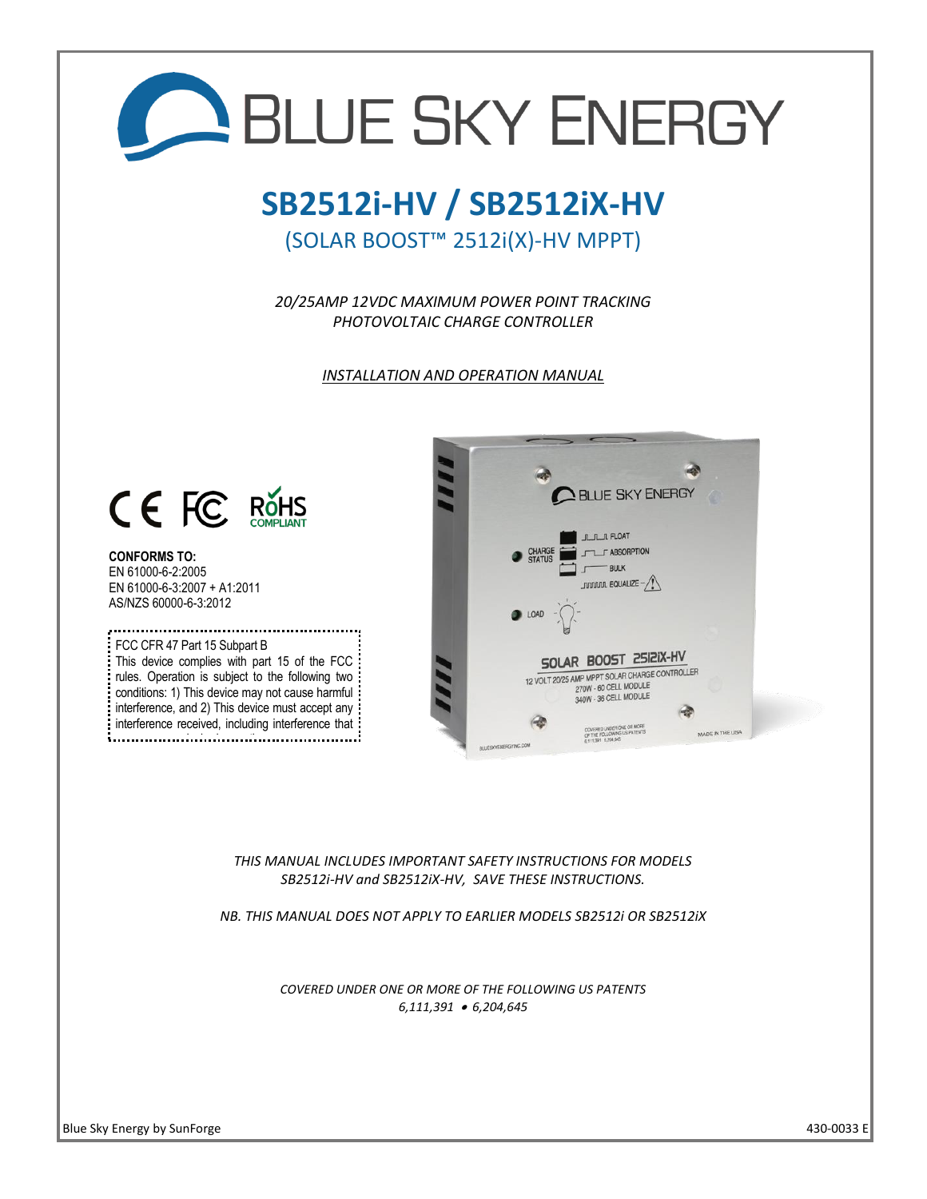# BLUE SKY ENERGY

## SB2512i-HV / SB2512iX-HV

(SOLAR BOOST™ 2512i(X)-HV MPPT)

*20/25AMP 12VDC MAXIMUM POWER POINT TRACKING PHOTOVOLTAIC CHARGE CONTROLLER*

*INSTALLATION AND OPERATION MANUAL*

CE FC RoHS COMPLIANT

**CONFORMS TO:**
EN 61000-6-2:2005
EN 61000-6-3:2007 + A1:2011
AS/NZS 60000-6-3:2012

FCC CFR 47 Part 15 Subpart B
This device complies with part 15 of the FCC rules. Operation is subject to the following two conditions: 1) This device may not cause harmful interference, and 2) This device must accept any interference received, including interference that

*THIS MANUAL INCLUDES IMPORTANT SAFETY INSTRUCTIONS FOR MODELS SB2512i-HV and SB2512iX-HV, SAVE THESE INSTRUCTIONS.*

*NB. THIS MANUAL DOES NOT APPLY TO EARLIER MODELS SB2512i OR SB2512iX*

*COVERED UNDER ONE OR MORE OF THE FOLLOWING US PATENTS 6,111,391 • 6,204,645*

Blue Sky Energy by SunForge

430-0033 E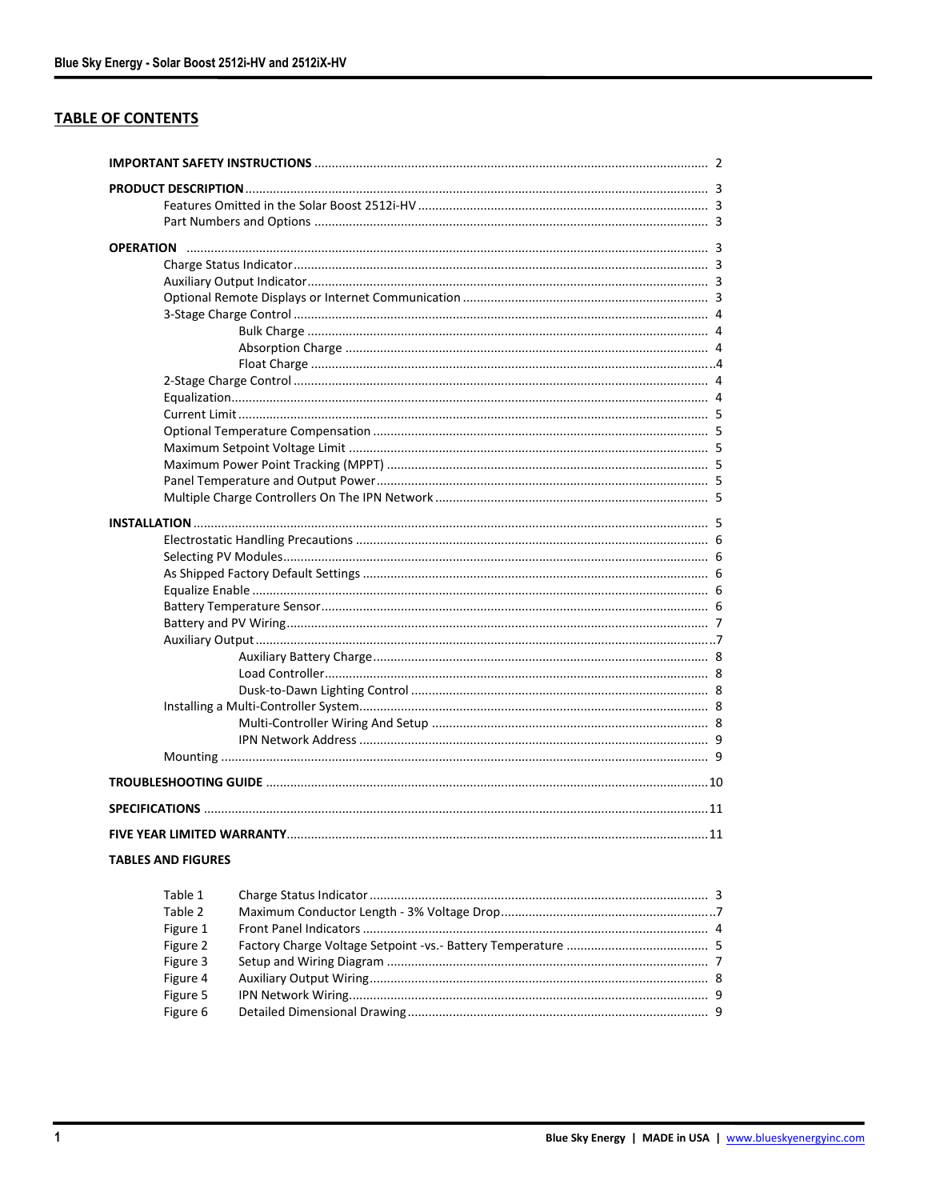## TABLE OF CONTENTS

**IMPORTANT SAFETY INSTRUCTIONS** ........ 2

**PRODUCT DESCRIPTION** ........ 3
- Features Omitted in the Solar Boost 2512i-HV ........ 3
- Part Numbers and Options ........ 3

**OPERATION** ........ 3
- Charge Status Indicator ........ 3
- Auxiliary Output Indicator ........ 3
- Optional Remote Displays or Internet Communication ........ 3
- 3-Stage Charge Control ........ 4
  - Bulk Charge ........ 4
  - Absorption Charge ........ 4
  - Float Charge ........ 4
- 2-Stage Charge Control ........ 4
- Equalization ........ 4
- Current Limit ........ 5
- Optional Temperature Compensation ........ 5
- Maximum Setpoint Voltage Limit ........ 5
- Maximum Power Point Tracking (MPPT) ........ 5
- Panel Temperature and Output Power ........ 5
- Multiple Charge Controllers On The IPN Network ........ 5

**INSTALLATION** ........ 5
- Electrostatic Handling Precautions ........ 6
- Selecting PV Modules ........ 6
- As Shipped Factory Default Settings ........ 6
- Equalize Enable ........ 6
- Battery Temperature Sensor ........ 6
- Battery and PV Wiring ........ 7
- Auxiliary Output ........ 7
  - Auxiliary Battery Charge ........ 8
  - Load Controller ........ 8
  - Dusk-to-Dawn Lighting Control ........ 8
- Installing a Multi-Controller System ........ 8
  - Multi-Controller Wiring And Setup ........ 8
  - IPN Network Address ........ 9
- Mounting ........ 9

**TROUBLESHOOTING GUIDE** ........ 10

**SPECIFICATIONS** ........ 11

**FIVE YEAR LIMITED WARRANTY** ........ 11

**TABLES AND FIGURES**

| | | |
|---|---|---|
| Table 1 | Charge Status Indicator | 3 |
| Table 2 | Maximum Conductor Length - 3% Voltage Drop | 7 |
| Figure 1 | Front Panel Indicators | 4 |
| Figure 2 | Factory Charge Voltage Setpoint -vs.- Battery Temperature | 5 |
| Figure 3 | Setup and Wiring Diagram | 7 |
| Figure 4 | Auxiliary Output Wiring | 8 |
| Figure 5 | IPN Network Wiring | 9 |
| Figure 6 | Detailed Dimensional Drawing | 9 |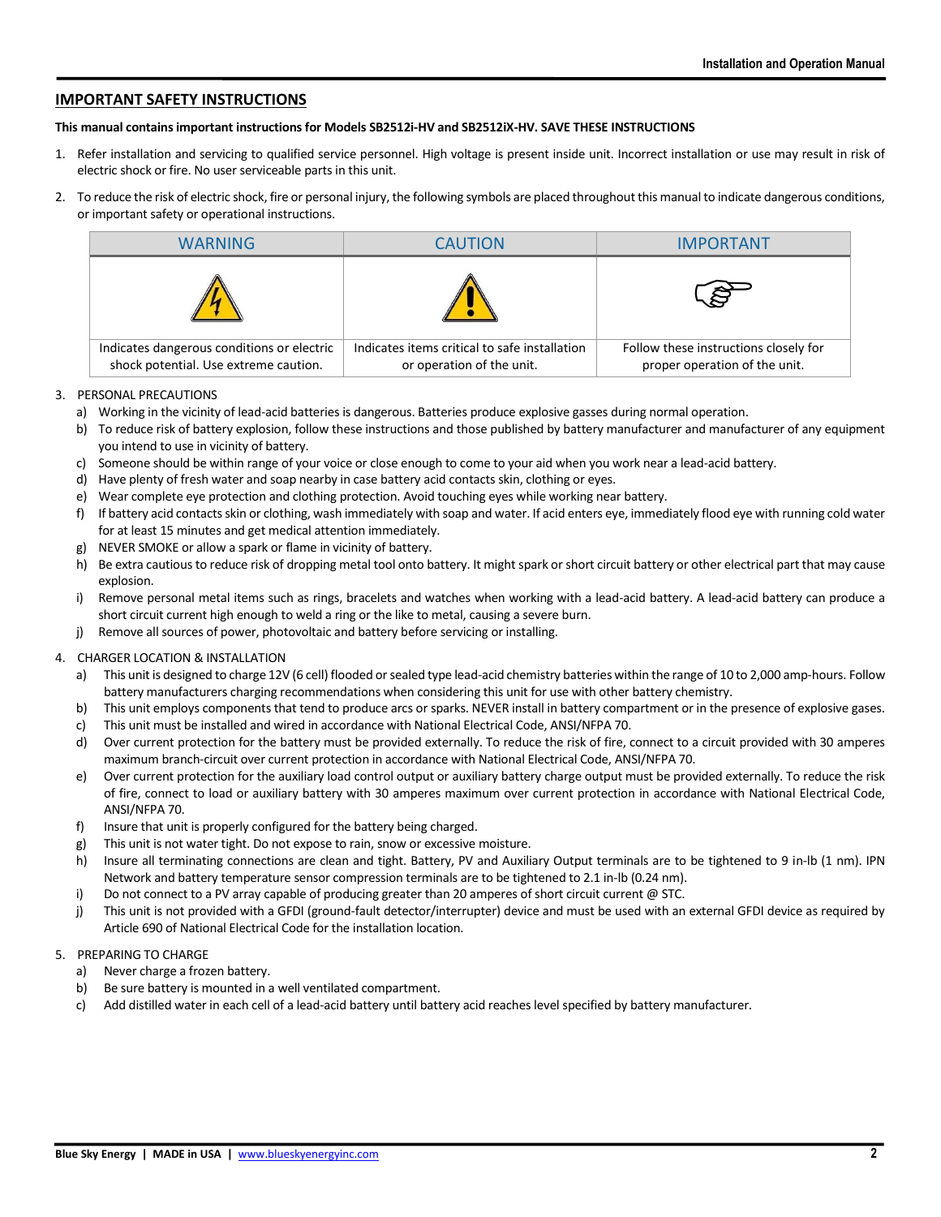## IMPORTANT SAFETY INSTRUCTIONS

**This manual contains important instructions for Models SB2512i-HV and SB2512iX-HV. SAVE THESE INSTRUCTIONS**

1. Refer installation and servicing to qualified service personnel. High voltage is present inside unit. Incorrect installation or use may result in risk of electric shock or fire. No user serviceable parts in this unit.

2. To reduce the risk of electric shock, fire or personal injury, the following symbols are placed throughout this manual to indicate dangerous conditions, or important safety or operational instructions.

| WARNING | CAUTION | IMPORTANT |
| --- | --- | --- |
| | | |
| Indicates dangerous conditions or electric shock potential. Use extreme caution. | Indicates items critical to safe installation or operation of the unit. | Follow these instructions closely for proper operation of the unit. |

3. PERSONAL PRECAUTIONS
   a) Working in the vicinity of lead-acid batteries is dangerous. Batteries produce explosive gasses during normal operation.
   b) To reduce risk of battery explosion, follow these instructions and those published by battery manufacturer and manufacturer of any equipment you intend to use in vicinity of battery.
   c) Someone should be within range of your voice or close enough to come to your aid when you work near a lead-acid battery.
   d) Have plenty of fresh water and soap nearby in case battery acid contacts skin, clothing or eyes.
   e) Wear complete eye protection and clothing protection. Avoid touching eyes while working near battery.
   f) If battery acid contacts skin or clothing, wash immediately with soap and water. If acid enters eye, immediately flood eye with running cold water for at least 15 minutes and get medical attention immediately.
   g) NEVER SMOKE or allow a spark or flame in vicinity of battery.
   h) Be extra cautious to reduce risk of dropping metal tool onto battery. It might spark or short circuit battery or other electrical part that may cause explosion.
   i) Remove personal metal items such as rings, bracelets and watches when working with a lead-acid battery. A lead-acid battery can produce a short circuit current high enough to weld a ring or the like to metal, causing a severe burn.
   j) Remove all sources of power, photovoltaic and battery before servicing or installing.

4. CHARGER LOCATION & INSTALLATION
   a) This unit is designed to charge 12V (6 cell) flooded or sealed type lead-acid chemistry batteries within the range of 10 to 2,000 amp-hours. Follow battery manufacturers charging recommendations when considering this unit for use with other battery chemistry.
   b) This unit employs components that tend to produce arcs or sparks. NEVER install in battery compartment or in the presence of explosive gases.
   c) This unit must be installed and wired in accordance with National Electrical Code, ANSI/NFPA 70.
   d) Over current protection for the battery must be provided externally. To reduce the risk of fire, connect to a circuit provided with 30 amperes maximum branch-circuit over current protection in accordance with National Electrical Code, ANSI/NFPA 70.
   e) Over current protection for the auxiliary load control output or auxiliary battery charge output must be provided externally. To reduce the risk of fire, connect to load or auxiliary battery with 30 amperes maximum over current protection in accordance with National Electrical Code, ANSI/NFPA 70.
   f) Insure that unit is properly configured for the battery being charged.
   g) This unit is not water tight. Do not expose to rain, snow or excessive moisture.
   h) Insure all terminating connections are clean and tight. Battery, PV and Auxiliary Output terminals are to be tightened to 9 in-lb (1 nm). IPN Network and battery temperature sensor compression terminals are to be tightened to 2.1 in-lb (0.24 nm).
   i) Do not connect to a PV array capable of producing greater than 20 amperes of short circuit current @ STC.
   j) This unit is not provided with a GFDI (ground-fault detector/interrupter) device and must be used with an external GFDI device as required by Article 690 of National Electrical Code for the installation location.

5. PREPARING TO CHARGE
   a) Never charge a frozen battery.
   b) Be sure battery is mounted in a well ventilated compartment.
   c) Add distilled water in each cell of a lead-acid battery until battery acid reaches level specified by battery manufacturer.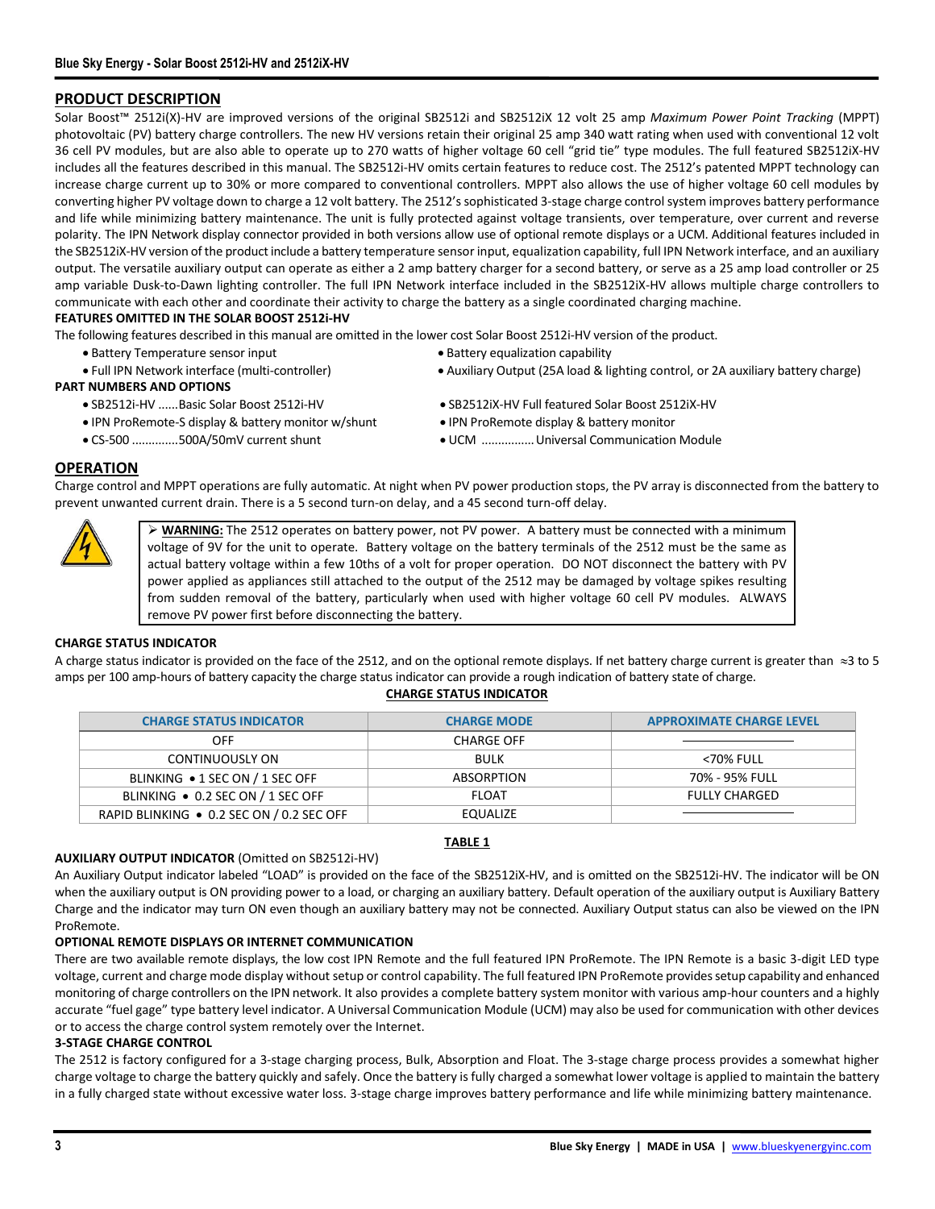## PRODUCT DESCRIPTION

Solar Boost™ 2512i(X)-HV are improved versions of the original SB2512i and SB2512iX 12 volt 25 amp *Maximum Power Point Tracking* (MPPT) photovoltaic (PV) battery charge controllers. The new HV versions retain their original 25 amp 340 watt rating when used with conventional 12 volt 36 cell PV modules, but are also able to operate up to 270 watts of higher voltage 60 cell "grid tie" type modules. The full featured SB2512iX-HV includes all the features described in this manual. The SB2512i-HV omits certain features to reduce cost. The 2512's patented MPPT technology can increase charge current up to 30% or more compared to conventional controllers. MPPT also allows the use of higher voltage 60 cell modules by converting higher PV voltage down to charge a 12 volt battery. The 2512's sophisticated 3-stage charge control system improves battery performance and life while minimizing battery maintenance. The unit is fully protected against voltage transients, over temperature, over current and reverse polarity. The IPN Network display connector provided in both versions allow use of optional remote displays or a UCM. Additional features included in the SB2512iX-HV version of the product include a battery temperature sensor input, equalization capability, full IPN Network interface, and an auxiliary output. The versatile auxiliary output can operate as either a 2 amp battery charger for a second battery, or serve as a 25 amp load controller or 25 amp variable Dusk-to-Dawn lighting controller. The full IPN Network interface included in the SB2512iX-HV allows multiple charge controllers to communicate with each other and coordinate their activity to charge the battery as a single coordinated charging machine.

**FEATURES OMITTED IN THE SOLAR BOOST 2512i-HV**

The following features described in this manual are omitted in the lower cost Solar Boost 2512i-HV version of the product.

- Battery Temperature sensor input
- Battery equalization capability
- Full IPN Network interface (multi-controller)
- Auxiliary Output (25A load & lighting control, or 2A auxiliary battery charge)

**PART NUMBERS AND OPTIONS**

- SB2512i-HV ......Basic Solar Boost 2512i-HV
- SB2512iX-HV Full featured Solar Boost 2512iX-HV
- IPN ProRemote-S display & battery monitor w/shunt
- IPN ProRemote display & battery monitor
- CS-500 .............500A/50mV current shunt
- UCM ................Universal Communication Module

## OPERATION

Charge control and MPPT operations are fully automatic. At night when PV power production stops, the PV array is disconnected from the battery to prevent unwanted current drain. There is a 5 second turn-on delay, and a 45 second turn-off delay.

> ➢ **WARNING:** The 2512 operates on battery power, not PV power. A battery must be connected with a minimum voltage of 9V for the unit to operate. Battery voltage on the battery terminals of the 2512 must be the same as actual battery voltage within a few 10ths of a volt for proper operation. DO NOT disconnect the battery with PV power applied as appliances still attached to the output of the 2512 may be damaged by voltage spikes resulting from sudden removal of the battery, particularly when used with higher voltage 60 cell PV modules. ALWAYS remove PV power first before disconnecting the battery.

**CHARGE STATUS INDICATOR**

A charge status indicator is provided on the face of the 2512, and on the optional remote displays. If net battery charge current is greater than ≈3 to 5 amps per 100 amp-hours of battery capacity the charge status indicator can provide a rough indication of battery state of charge.

**CHARGE STATUS INDICATOR**

| CHARGE STATUS INDICATOR | CHARGE MODE | APPROXIMATE CHARGE LEVEL |
|---|---|---|
| OFF | CHARGE OFF | ———— |
| CONTINUOUSLY ON | BULK | <70% FULL |
| BLINKING • 1 SEC ON / 1 SEC OFF | ABSORPTION | 70% - 95% FULL |
| BLINKING • 0.2 SEC ON / 1 SEC OFF | FLOAT | FULLY CHARGED |
| RAPID BLINKING • 0.2 SEC ON / 0.2 SEC OFF | EQUALIZE | ———— |

**TABLE 1**

**AUXILIARY OUTPUT INDICATOR** (Omitted on SB2512i-HV)

An Auxiliary Output indicator labeled "LOAD" is provided on the face of the SB2512iX-HV, and is omitted on the SB2512i-HV. The indicator will be ON when the auxiliary output is ON providing power to a load, or charging an auxiliary battery. Default operation of the auxiliary output is Auxiliary Battery Charge and the indicator may turn ON even though an auxiliary battery may not be connected. Auxiliary Output status can also be viewed on the IPN ProRemote.

**OPTIONAL REMOTE DISPLAYS OR INTERNET COMMUNICATION**

There are two available remote displays, the low cost IPN Remote and the full featured IPN ProRemote. The IPN Remote is a basic 3-digit LED type voltage, current and charge mode display without setup or control capability. The full featured IPN ProRemote provides setup capability and enhanced monitoring of charge controllers on the IPN network. It also provides a complete battery system monitor with various amp-hour counters and a highly accurate "fuel gage" type battery level indicator. A Universal Communication Module (UCM) may also be used for communication with other devices or to access the charge control system remotely over the Internet.

**3-STAGE CHARGE CONTROL**

The 2512 is factory configured for a 3-stage charging process, Bulk, Absorption and Float. The 3-stage charge process provides a somewhat higher charge voltage to charge the battery quickly and safely. Once the battery is fully charged a somewhat lower voltage is applied to maintain the battery in a fully charged state without excessive water loss. 3-stage charge improves battery performance and life while minimizing battery maintenance.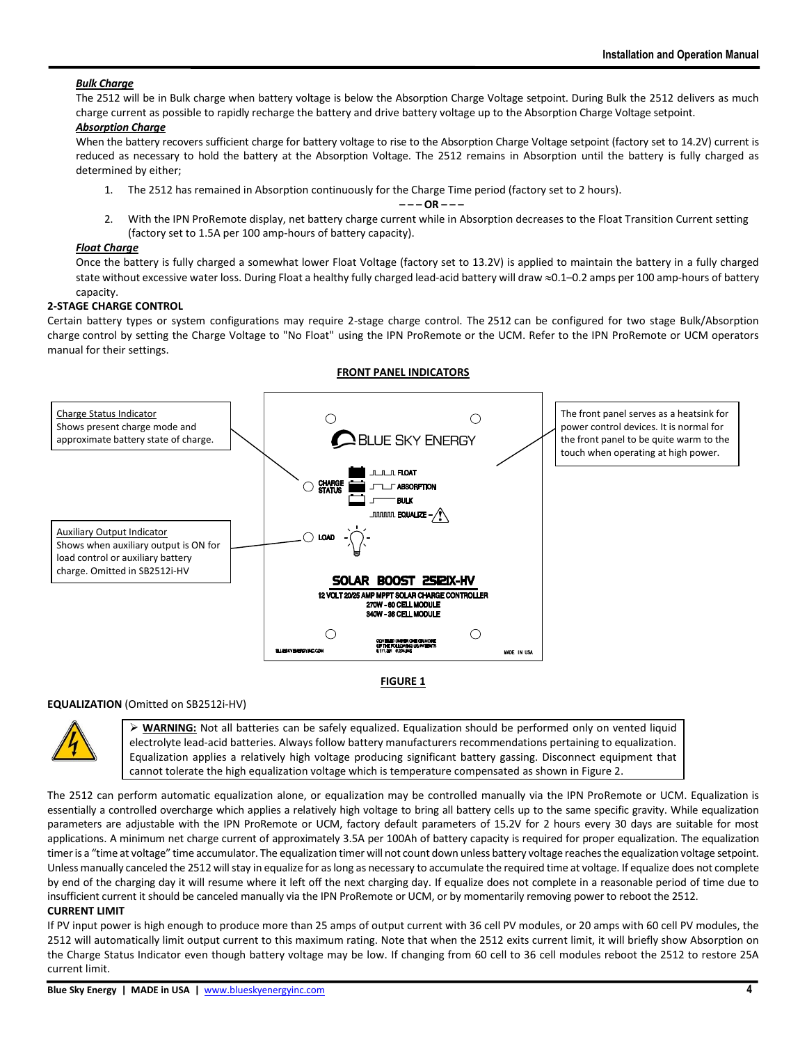***Bulk Charge***

The 2512 will be in Bulk charge when battery voltage is below the Absorption Charge Voltage setpoint. During Bulk the 2512 delivers as much charge current as possible to rapidly recharge the battery and drive battery voltage up to the Absorption Charge Voltage setpoint.

***Absorption Charge***

When the battery recovers sufficient charge for battery voltage to rise to the Absorption Charge Voltage setpoint (factory set to 14.2V) current is reduced as necessary to hold the battery at the Absorption Voltage. The 2512 remains in Absorption until the battery is fully charged as determined by either;

1. The 2512 has remained in Absorption continuously for the Charge Time period (factory set to 2 hours).

   **– – – OR – – –**

2. With the IPN ProRemote display, net battery charge current while in Absorption decreases to the Float Transition Current setting (factory set to 1.5A per 100 amp-hours of battery capacity).

***Float Charge***

Once the battery is fully charged a somewhat lower Float Voltage (factory set to 13.2V) is applied to maintain the battery in a fully charged state without excessive water loss. During Float a healthy fully charged lead-acid battery will draw ≈0.1–0.2 amps per 100 amp-hours of battery capacity.

**2-STAGE CHARGE CONTROL**

Certain battery types or system configurations may require 2-stage charge control. The 2512 can be configured for two stage Bulk/Absorption charge control by setting the Charge Voltage to "No Float" using the IPN ProRemote or the UCM. Refer to the IPN ProRemote or UCM operators manual for their settings.

**FRONT PANEL INDICATORS**

Charge Status Indicator
Shows present charge mode and approximate battery state of charge.

Auxiliary Output Indicator
Shows when auxiliary output is ON for load control or auxiliary battery charge. Omitted in SB2512i-HV

The front panel serves as a heatsink for power control devices. It is normal for the front panel to be quite warm to the touch when operating at high power.

BLUE SKY ENERGY

CHARGE STATUS: FLOAT, ABSORPTION, BULK, EQUALIZE

LOAD

SOLAR BOOST 2512iX-HV
12 VOLT 20/25 AMP MPPT SOLAR CHARGE CONTROLLER
270W - 60 CELL MODULE
340W - 36 CELL MODULE

**FIGURE 1**

**EQUALIZATION** (Omitted on SB2512i-HV)

> ➢ **WARNING:** Not all batteries can be safely equalized. Equalization should be performed only on vented liquid electrolyte lead-acid batteries. Always follow battery manufacturers recommendations pertaining to equalization. Equalization applies a relatively high voltage producing significant battery gassing. Disconnect equipment that cannot tolerate the high equalization voltage which is temperature compensated as shown in Figure 2.

The 2512 can perform automatic equalization alone, or equalization may be controlled manually via the IPN ProRemote or UCM. Equalization is essentially a controlled overcharge which applies a relatively high voltage to bring all battery cells up to the same specific gravity. While equalization parameters are adjustable with the IPN ProRemote or UCM, factory default parameters of 15.2V for 2 hours every 30 days are suitable for most applications. A minimum net charge current of approximately 3.5A per 100Ah of battery capacity is required for proper equalization. The equalization timer is a "time at voltage" time accumulator. The equalization timer will not count down unless battery voltage reaches the equalization voltage setpoint. Unless manually canceled the 2512 will stay in equalize for as long as necessary to accumulate the required time at voltage. If equalize does not complete by end of the charging day it will resume where it left off the next charging day. If equalize does not complete in a reasonable period of time due to insufficient current it should be canceled manually via the IPN ProRemote or UCM, or by momentarily removing power to reboot the 2512.

**CURRENT LIMIT**

If PV input power is high enough to produce more than 25 amps of output current with 36 cell PV modules, or 20 amps with 60 cell PV modules, the 2512 will automatically limit output current to this maximum rating. Note that when the 2512 exits current limit, it will briefly show Absorption on the Charge Status Indicator even though battery voltage may be low. If changing from 60 cell to 36 cell modules reboot the 2512 to restore 25A current limit.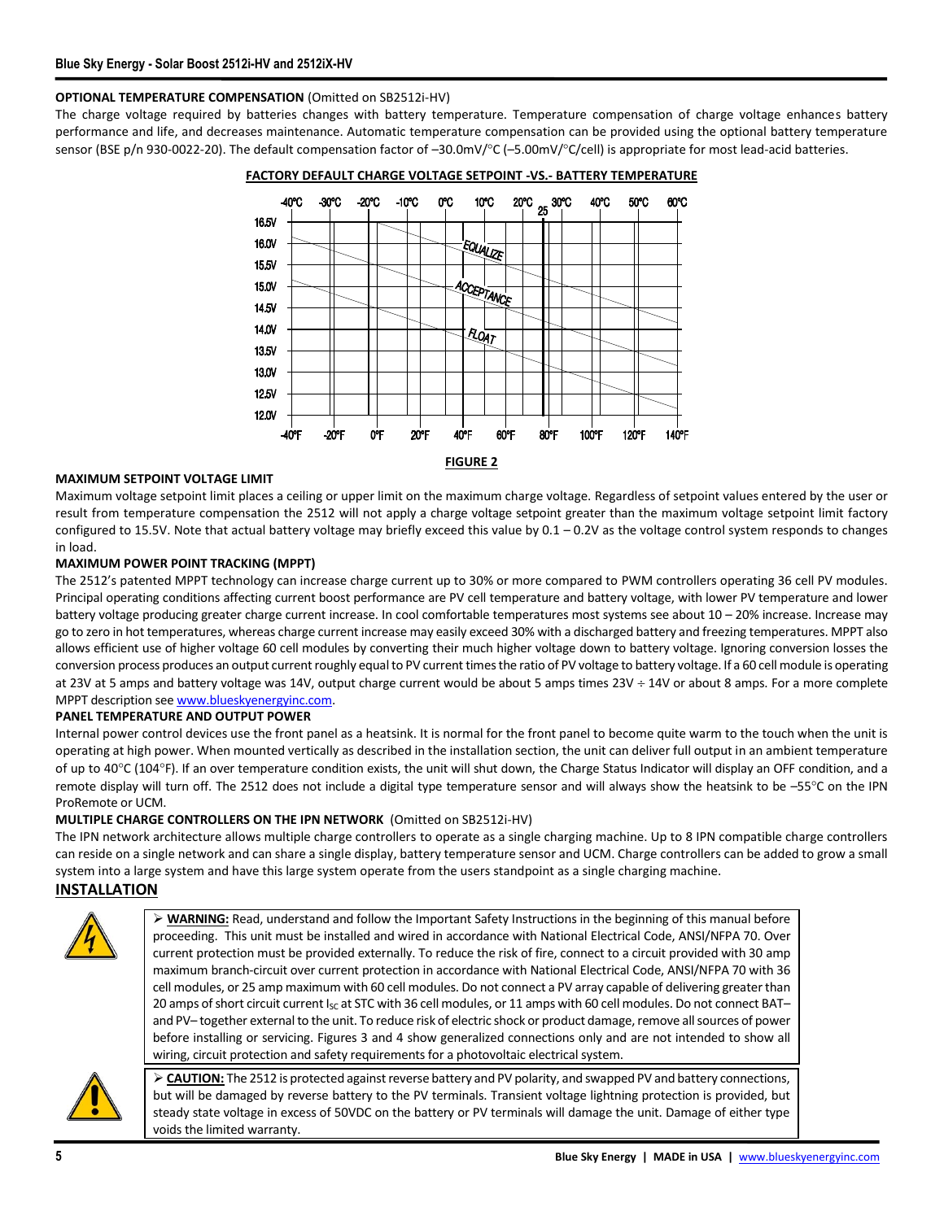### OPTIONAL TEMPERATURE COMPENSATION (Omitted on SB2512i-HV)

The charge voltage required by batteries changes with battery temperature. Temperature compensation of charge voltage enhances battery performance and life, and decreases maintenance. Automatic temperature compensation can be provided using the optional battery temperature sensor (BSE p/n 930-0022-20). The default compensation factor of –30.0mV/°C (–5.00mV/°C/cell) is appropriate for most lead-acid batteries.

**FACTORY DEFAULT CHARGE VOLTAGE SETPOINT -VS.- BATTERY TEMPERATURE**

**FIGURE 2**

### MAXIMUM SETPOINT VOLTAGE LIMIT

Maximum voltage setpoint limit places a ceiling or upper limit on the maximum charge voltage. Regardless of setpoint values entered by the user or result from temperature compensation the 2512 will not apply a charge voltage setpoint greater than the maximum voltage setpoint limit factory configured to 15.5V. Note that actual battery voltage may briefly exceed this value by 0.1 – 0.2V as the voltage control system responds to changes in load.

### MAXIMUM POWER POINT TRACKING (MPPT)

The 2512's patented MPPT technology can increase charge current up to 30% or more compared to PWM controllers operating 36 cell PV modules. Principal operating conditions affecting current boost performance are PV cell temperature and battery voltage, with lower PV temperature and lower battery voltage producing greater charge current increase. In cool comfortable temperatures most systems see about 10 – 20% increase. Increase may go to zero in hot temperatures, whereas charge current increase may easily exceed 30% with a discharged battery and freezing temperatures. MPPT also allows efficient use of higher voltage 60 cell modules by converting their much higher voltage down to battery voltage. Ignoring conversion losses the conversion process produces an output current roughly equal to PV current times the ratio of PV voltage to battery voltage. If a 60 cell module is operating at 23V at 5 amps and battery voltage was 14V, output charge current would be about 5 amps times 23V ÷ 14V or about 8 amps. For a more complete MPPT description see www.blueskyenergyinc.com.

### PANEL TEMPERATURE AND OUTPUT POWER

Internal power control devices use the front panel as a heatsink. It is normal for the front panel to become quite warm to the touch when the unit is operating at high power. When mounted vertically as described in the installation section, the unit can deliver full output in an ambient temperature of up to 40°C (104°F). If an over temperature condition exists, the unit will shut down, the Charge Status Indicator will display an OFF condition, and a remote display will turn off. The 2512 does not include a digital type temperature sensor and will always show the heatsink to be –55°C on the IPN ProRemote or UCM.

### MULTIPLE CHARGE CONTROLLERS ON THE IPN NETWORK (Omitted on SB2512i-HV)

The IPN network architecture allows multiple charge controllers to operate as a single charging machine. Up to 8 IPN compatible charge controllers can reside on a single network and can share a single display, battery temperature sensor and UCM. Charge controllers can be added to grow a small system into a large system and have this large system operate from the users standpoint as a single charging machine.

## INSTALLATION

➢ **WARNING:** Read, understand and follow the Important Safety Instructions in the beginning of this manual before proceeding. This unit must be installed and wired in accordance with National Electrical Code, ANSI/NFPA 70. Over current protection must be provided externally. To reduce the risk of fire, connect to a circuit provided with 30 amp maximum branch-circuit over current protection in accordance with National Electrical Code, ANSI/NFPA 70 with 36 cell modules, or 25 amp maximum with 60 cell modules. Do not connect a PV array capable of delivering greater than 20 amps of short circuit current $I_{SC}$ at STC with 36 cell modules, or 11 amps with 60 cell modules. Do not connect BAT– and PV– together external to the unit. To reduce risk of electric shock or product damage, remove all sources of power before installing or servicing. Figures 3 and 4 show generalized connections only and are not intended to show all wiring, circuit protection and safety requirements for a photovoltaic electrical system.

➢ **CAUTION:** The 2512 is protected against reverse battery and PV polarity, and swapped PV and battery connections, but will be damaged by reverse battery to the PV terminals. Transient voltage lightning protection is provided, but steady state voltage in excess of 50VDC on the battery or PV terminals will damage the unit. Damage of either type voids the limited warranty.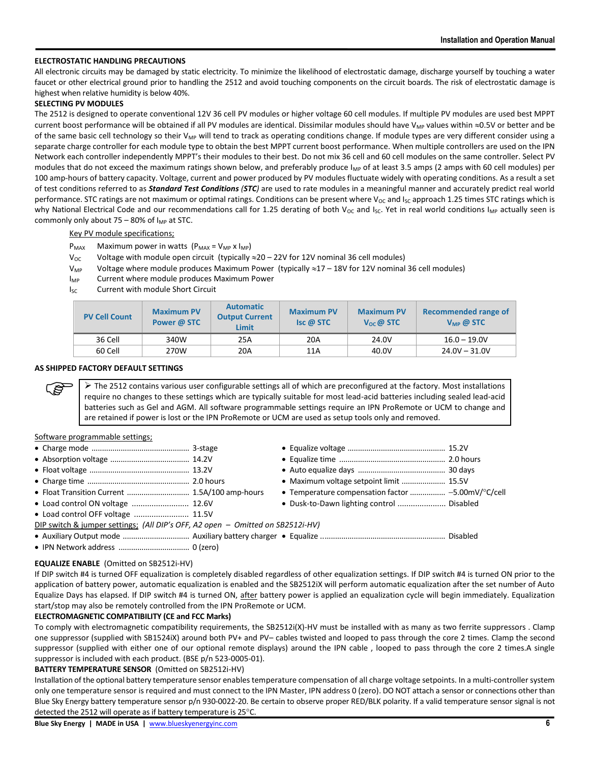## ELECTROSTATIC HANDLING PRECAUTIONS

All electronic circuits may be damaged by static electricity. To minimize the likelihood of electrostatic damage, discharge yourself by touching a water faucet or other electrical ground prior to handling the 2512 and avoid touching components on the circuit boards. The risk of electrostatic damage is highest when relative humidity is below 40%.

## SELECTING PV MODULES

The 2512 is designed to operate conventional 12V 36 cell PV modules or higher voltage 60 cell modules. If multiple PV modules are used best MPPT current boost performance will be obtained if all PV modules are identical. Dissimilar modules should have $V_{MP}$ values within ≈0.5V or better and be of the same basic cell technology so their $V_{MP}$ will tend to track as operating conditions change. If module types are very different consider using a separate charge controller for each module type to obtain the best MPPT current boost performance. When multiple controllers are used on the IPN Network each controller independently MPPT's their modules to their best. Do not mix 36 cell and 60 cell modules on the same controller. Select PV modules that do not exceed the maximum ratings shown below, and preferably produce $I_{MP}$ of at least 3.5 amps (2 amps with 60 cell modules) per 100 amp-hours of battery capacity. Voltage, current and power produced by PV modules fluctuate widely with operating conditions. As a result a set of test conditions referred to as ***Standard Test Conditions*** *(STC)* are used to rate modules in a meaningful manner and accurately predict real world performance. STC ratings are not maximum or optimal ratings. Conditions can be present where $V_{OC}$ and $I_{SC}$ approach 1.25 times STC ratings which is why National Electrical Code and our recommendations call for 1.25 derating of both $V_{OC}$ and $I_{SC}$. Yet in real world conditions $I_{MP}$ actually seen is commonly only about 75 – 80% of $I_{MP}$ at STC.

Key PV module specifications;

- $P_{MAX}$ Maximum power in watts ($P_{MAX} = V_{MP} \times I_{MP}$)
- $V_{OC}$ Voltage with module open circuit (typically ≈20 – 22V for 12V nominal 36 cell modules)
- $V_{MP}$ Voltage where module produces Maximum Power (typically ≈17 – 18V for 12V nominal 36 cell modules)
- $I_{MP}$ Current where module produces Maximum Power
- $I_{SC}$ Current with Module Short Circuit

| PV Cell Count | Maximum PV Power @ STC | Automatic Output Current Limit | Maximum PV Isc @ STC | Maximum PV $V_{OC}$ @ STC | Recommended range of $V_{MP}$ @ STC |
|---|---|---|---|---|---|
| 36 Cell | 340W | 25A | 20A | 24.0V | 16.0 – 19.0V |
| 60 Cell | 270W | 20A | 11A | 40.0V | 24.0V – 31.0V |

## AS SHIPPED FACTORY DEFAULT SETTINGS

> ➢ The 2512 contains various user configurable settings all of which are preconfigured at the factory. Most installations require no changes to these settings which are typically suitable for most lead-acid batteries including sealed lead-acid batteries such as Gel and AGM. All software programmable settings require an IPN ProRemote or UCM to change and are retained if power is lost or the IPN ProRemote or UCM are used as setup tools only and removed.

Software programmable settings;

- Charge mode ............ 3-stage
- Absorption voltage ............ 14.2V
- Float voltage ............ 13.2V
- Charge time ............ 2.0 hours
- Float Transition Current ............ 1.5A/100 amp-hours
- Load control ON voltage ............ 12.6V
- Load control OFF voltage ............ 11.5V
- Equalize voltage ............ 15.2V
- Equalize time ............ 2.0 hours
- Auto equalize days ............ 30 days
- Maximum voltage setpoint limit ............ 15.5V
- Temperature compensation factor ............ –5.00mV/°C/cell
- Dusk-to-Dawn lighting control ............ Disabled

DIP switch & jumper settings; *(All DIP's OFF, A2 open – Omitted on SB2512i-HV)*

- Auxiliary Output mode ............ Auxiliary battery charger
- IPN Network address ............ 0 (zero)
- Equalize ............ Disabled

**EQUALIZE ENABLE** (Omitted on SB2512i-HV)

If DIP switch #4 is turned OFF equalization is completely disabled regardless of other equalization settings. If DIP switch #4 is turned ON prior to the application of battery power, automatic equalization is enabled and the SB2512iX will perform automatic equalization after the set number of Auto Equalize Days has elapsed. If DIP switch #4 is turned ON, after battery power is applied an equalization cycle will begin immediately. Equalization start/stop may also be remotely controlled from the IPN ProRemote or UCM.

**ELECTROMAGNETIC COMPATIBILITY (CE and FCC Marks)**

To comply with electromagnetic compatibility requirements, the SB2512i(X)-HV must be installed with as many as two ferrite suppressors . Clamp one suppressor (supplied with SB1524iX) around both PV+ and PV– cables twisted and looped to pass through the core 2 times. Clamp the second suppressor (supplied with either one of our optional remote displays) around the IPN cable , looped to pass through the core 2 times.A single suppressor is included with each product. (BSE p/n 523-0005-01).

**BATTERY TEMPERATURE SENSOR** (Omitted on SB2512i-HV)

Installation of the optional battery temperature sensor enables temperature compensation of all charge voltage setpoints. In a multi-controller system only one temperature sensor is required and must connect to the IPN Master, IPN address 0 (zero). DO NOT attach a sensor or connections other than Blue Sky Energy battery temperature sensor p/n 930-0022-20. Be certain to observe proper RED/BLK polarity. If a valid temperature sensor signal is not detected the 2512 will operate as if battery temperature is 25°C.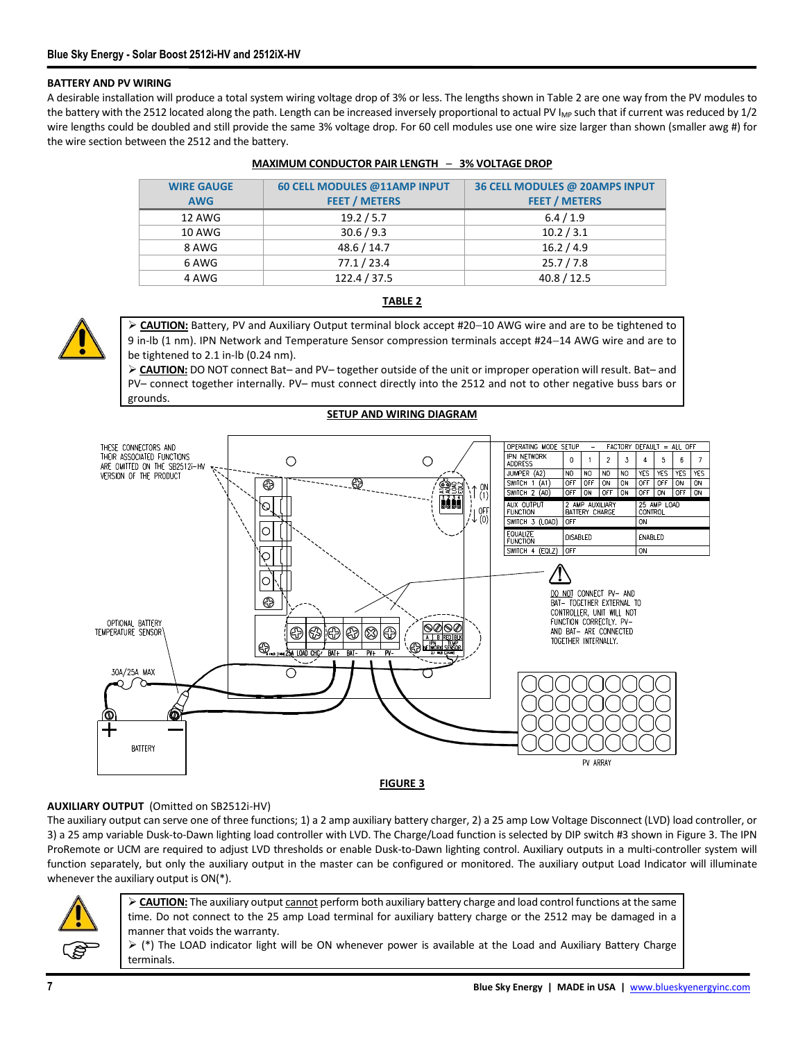## BATTERY AND PV WIRING

A desirable installation will produce a total system wiring voltage drop of 3% or less. The lengths shown in Table 2 are one way from the PV modules to the battery with the 2512 located along the path. Length can be increased inversely proportional to actual PV $I_{MP}$ such that if current was reduced by 1/2 wire lengths could be doubled and still provide the same 3% voltage drop. For 60 cell modules use one wire size larger than shown (smaller awg #) for the wire section between the 2512 and the battery.

**MAXIMUM CONDUCTOR PAIR LENGTH – 3% VOLTAGE DROP**

| WIRE GAUGE AWG | 60 CELL MODULES @11AMP INPUT FEET / METERS | 36 CELL MODULES @ 20AMPS INPUT FEET / METERS |
|---|---|---|
| 12 AWG | 19.2 / 5.7 | 6.4 / 1.9 |
| 10 AWG | 30.6 / 9.3 | 10.2 / 3.1 |
| 8 AWG | 48.6 / 14.7 | 16.2 / 4.9 |
| 6 AWG | 77.1 / 23.4 | 25.7 / 7.8 |
| 4 AWG | 122.4 / 37.5 | 40.8 / 12.5 |

**TABLE 2**

➢ **CAUTION:** Battery, PV and Auxiliary Output terminal block accept #20–10 AWG wire and are to be tightened to 9 in-lb (1 nm). IPN Network and Temperature Sensor compression terminals accept #24–14 AWG wire and are to be tightened to 2.1 in-lb (0.24 nm).

➢ **CAUTION:** DO NOT connect Bat– and PV– together outside of the unit or improper operation will result. Bat– and PV– connect together internally. PV– must connect directly into the 2512 and not to other negative buss bars or grounds.

**SETUP AND WIRING DIAGRAM**

THESE CONNECTORS AND THEIR ASSOCIATED FUNCTIONS ARE OMITTED ON THE SB2512i-HV VERSION OF THE PRODUCT

| OPERATING MODE SETUP – FACTORY DEFAULT = ALL OFF | | | | | | | | |
|---|---|---|---|---|---|---|---|---|
| IPN NETWORK ADDRESS | 0 | 1 | 2 | 3 | 4 | 5 | 6 | 7 |
| JUMPER (A2) | NO | NO | NO | NO | YES | YES | YES | YES |
| SWITCH 1 (A1) | OFF | OFF | ON | ON | OFF | OFF | ON | ON |
| SWITCH 2 (A0) | OFF | ON | OFF | ON | OFF | ON | OFF | ON |
| AUX OUTPUT FUNCTION | 2 AMP AUXILIARY BATTERY CHARGE | | | | 25 AMP LOAD CONTROL | | | |
| SWITCH 3 (LOAD) | OFF | | | | ON | | | |
| EQUALIZE FUNCTION | DISABLED | | | | ENABLED | | | |
| SWITCH 4 (EQLZ) | OFF | | | | ON | | | |

DO NOT CONNECT PV– AND BAT– TOGETHER EXTERNAL TO CONTROLLER, UNIT WILL NOT FUNCTION CORRECTLY. PV– AND BAT– ARE CONNECTED TOGETHER INTERNALLY.

OPTIONAL BATTERY TEMPERATURE SENSOR

30A/25A MAX

BATTERY

PV ARRAY

**FIGURE 3**

## AUXILIARY OUTPUT (Omitted on SB2512i-HV)

The auxiliary output can serve one of three functions; 1) a 2 amp auxiliary battery charger, 2) a 25 amp Low Voltage Disconnect (LVD) load controller, or 3) a 25 amp variable Dusk-to-Dawn lighting load controller with LVD. The Charge/Load function is selected by DIP switch #3 shown in Figure 3. The IPN ProRemote or UCM are required to adjust LVD thresholds or enable Dusk-to-Dawn lighting control. Auxiliary outputs in a multi-controller system will function separately, but only the auxiliary output in the master can be configured or monitored. The auxiliary output Load Indicator will illuminate whenever the auxiliary output is ON(*).

➢ **CAUTION:** The auxiliary output cannot perform both auxiliary battery charge and load control functions at the same time. Do not connect to the 25 amp Load terminal for auxiliary battery charge or the 2512 may be damaged in a manner that voids the warranty.

➢ (*) The LOAD indicator light will be ON whenever power is available at the Load and Auxiliary Battery Charge terminals.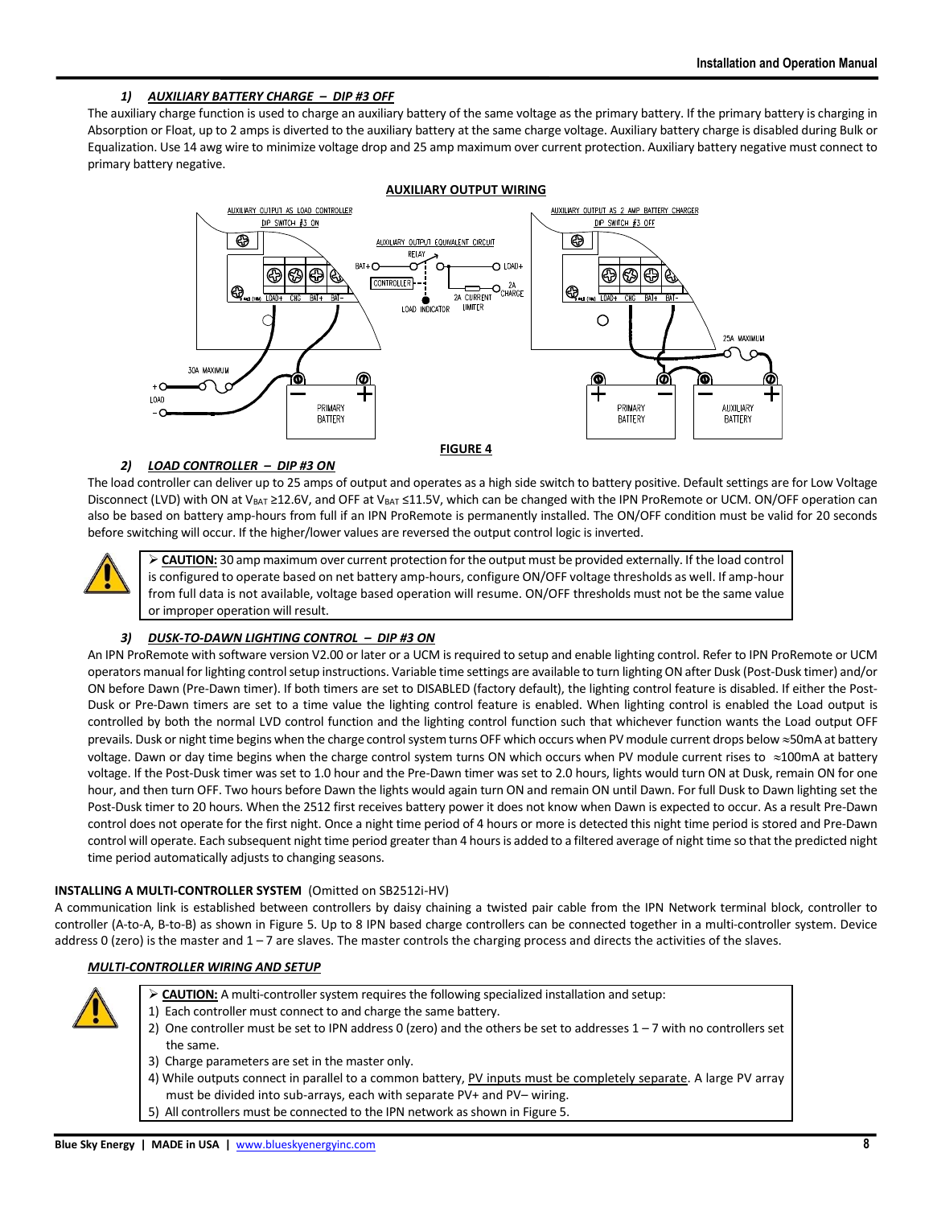### 1) *AUXILIARY BATTERY CHARGE – DIP #3 OFF*

The auxiliary charge function is used to charge an auxiliary battery of the same voltage as the primary battery. If the primary battery is charging in Absorption or Float, up to 2 amps is diverted to the auxiliary battery at the same charge voltage. Auxiliary battery charge is disabled during Bulk or Equalization. Use 14 awg wire to minimize voltage drop and 25 amp maximum over current protection. Auxiliary battery negative must connect to primary battery negative.

**AUXILIARY OUTPUT WIRING**

**FIGURE 4**

### 2) *LOAD CONTROLLER – DIP #3 ON*

The load controller can deliver up to 25 amps of output and operates as a high side switch to battery positive. Default settings are for Low Voltage Disconnect (LVD) with ON at $V_{BAT}$ ≥12.6V, and OFF at $V_{BAT}$ ≤11.5V, which can be changed with the IPN ProRemote or UCM. ON/OFF operation can also be based on battery amp-hours from full if an IPN ProRemote is permanently installed. The ON/OFF condition must be valid for 20 seconds before switching will occur. If the higher/lower values are reversed the output control logic is inverted.

> ➢ **CAUTION:** 30 amp maximum over current protection for the output must be provided externally. If the load control is configured to operate based on net battery amp-hours, configure ON/OFF voltage thresholds as well. If amp-hour from full data is not available, voltage based operation will resume. ON/OFF thresholds must not be the same value or improper operation will result.

### 3) *DUSK-TO-DAWN LIGHTING CONTROL – DIP #3 ON*

An IPN ProRemote with software version V2.00 or later or a UCM is required to setup and enable lighting control. Refer to IPN ProRemote or UCM operators manual for lighting control setup instructions. Variable time settings are available to turn lighting ON after Dusk (Post-Dusk timer) and/or ON before Dawn (Pre-Dawn timer). If both timers are set to DISABLED (factory default), the lighting control feature is disabled. If either the Post-Dusk or Pre-Dawn timers are set to a time value the lighting control feature is enabled. When lighting control is enabled the Load output is controlled by both the normal LVD control function and the lighting control function such that whichever function wants the Load output OFF prevails. Dusk or night time begins when the charge control system turns OFF which occurs when PV module current drops below ≈50mA at battery voltage. Dawn or day time begins when the charge control system turns ON which occurs when PV module current rises to ≈100mA at battery voltage. If the Post-Dusk timer was set to 1.0 hour and the Pre-Dawn timer was set to 2.0 hours, lights would turn ON at Dusk, remain ON for one hour, and then turn OFF. Two hours before Dawn the lights would again turn ON and remain ON until Dawn. For full Dusk to Dawn lighting set the Post-Dusk timer to 20 hours. When the 2512 first receives battery power it does not know when Dawn is expected to occur. As a result Pre-Dawn control does not operate for the first night. Once a night time period of 4 hours or more is detected this night time period is stored and Pre-Dawn control will operate. Each subsequent night time period greater than 4 hours is added to a filtered average of night time so that the predicted night time period automatically adjusts to changing seasons.

## INSTALLING A MULTI-CONTROLLER SYSTEM (Omitted on SB2512i-HV)

A communication link is established between controllers by daisy chaining a twisted pair cable from the IPN Network terminal block, controller to controller (A-to-A, B-to-B) as shown in Figure 5. Up to 8 IPN based charge controllers can be connected together in a multi-controller system. Device address 0 (zero) is the master and 1 – 7 are slaves. The master controls the charging process and directs the activities of the slaves.

### *MULTI-CONTROLLER WIRING AND SETUP*

> ➢ **CAUTION:** A multi-controller system requires the following specialized installation and setup:
> 1) Each controller must connect to and charge the same battery.
> 2) One controller must be set to IPN address 0 (zero) and the others be set to addresses 1 – 7 with no controllers set the same.
> 3) Charge parameters are set in the master only.
> 4) While outputs connect in parallel to a common battery, PV inputs must be completely separate. A large PV array must be divided into sub-arrays, each with separate PV+ and PV– wiring.
> 5) All controllers must be connected to the IPN network as shown in Figure 5.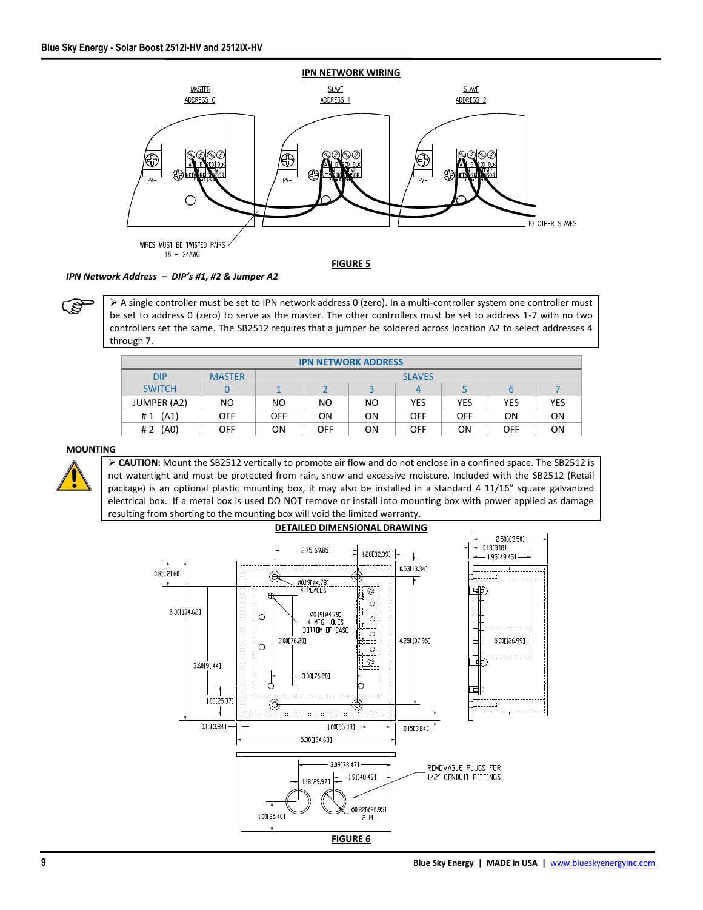## IPN NETWORK WIRING

MASTER ADDRESS 0

SLAVE ADDRESS 1

SLAVE ADDRESS 2

TO OTHER SLAVES

WIRES MUST BE TWISTED PAIRS 18 – 24AWG

FIGURE 5

***IPN Network Address – DIP's #1, #2 & Jumper A2***

> ➢ A single controller must be set to IPN network address 0 (zero). In a multi-controller system one controller must be set to address 0 (zero) to serve as the master. The other controllers must be set to address 1-7 with no two controllers set the same. The SB2512 requires that a jumper be soldered across location A2 to select addresses 4 through 7.

| IPN NETWORK ADDRESS | | | | | | | | |
|---|---|---|---|---|---|---|---|---|
| DIP SWITCH | MASTER | SLAVES | | | | | | |
| | 0 | 1 | 2 | 3 | 4 | 5 | 6 | 7 |
| JUMPER (A2) | NO | NO | NO | NO | YES | YES | YES | YES |
| # 1 (A1) | OFF | OFF | ON | ON | OFF | OFF | ON | ON |
| # 2 (A0) | OFF | ON | OFF | ON | OFF | ON | OFF | ON |

## MOUNTING

> ➢ **CAUTION:** Mount the SB2512 vertically to promote air flow and do not enclose in a confined space. The SB2512 is not watertight and must be protected from rain, snow and excessive moisture. Included with the SB2512 (Retail package) is an optional plastic mounting box, it may also be installed in a standard 4 11/16" square galvanized electrical box. If a metal box is used DO NOT remove or install into mounting box with power applied as damage resulting from shorting to the mounting box will void the limited warranty.

### DETAILED DIMENSIONAL DRAWING

2.75[69.85] 1.28[32.39] 0.53[13.34] 2.50[63.50] 0.13[3.18] 1.95[49.45]

0.85[21.60] ⌀0.19[⌀4.78] 4 PLACES

5.30[134.62] ⌀0.19[⌀4.78] 4 MTG HOLES BOTTOM OF CASE

3.00[76.20] 4.25[107.95] 5.00[126.99]

3.60[91.44] 3.00[76.20]

1.00[25.37]

0.15[3.84] 1.00[25.38] 0.15[3.84]

5.30[134.63]

3.09[78.47] 1.18[29.97] 1.91[48.49]

REMOVABLE PLUGS FOR 1/2" CONDUIT FITTINGS

1.00[25.40] ⌀0.82[⌀20.95] 2 PL

FIGURE 6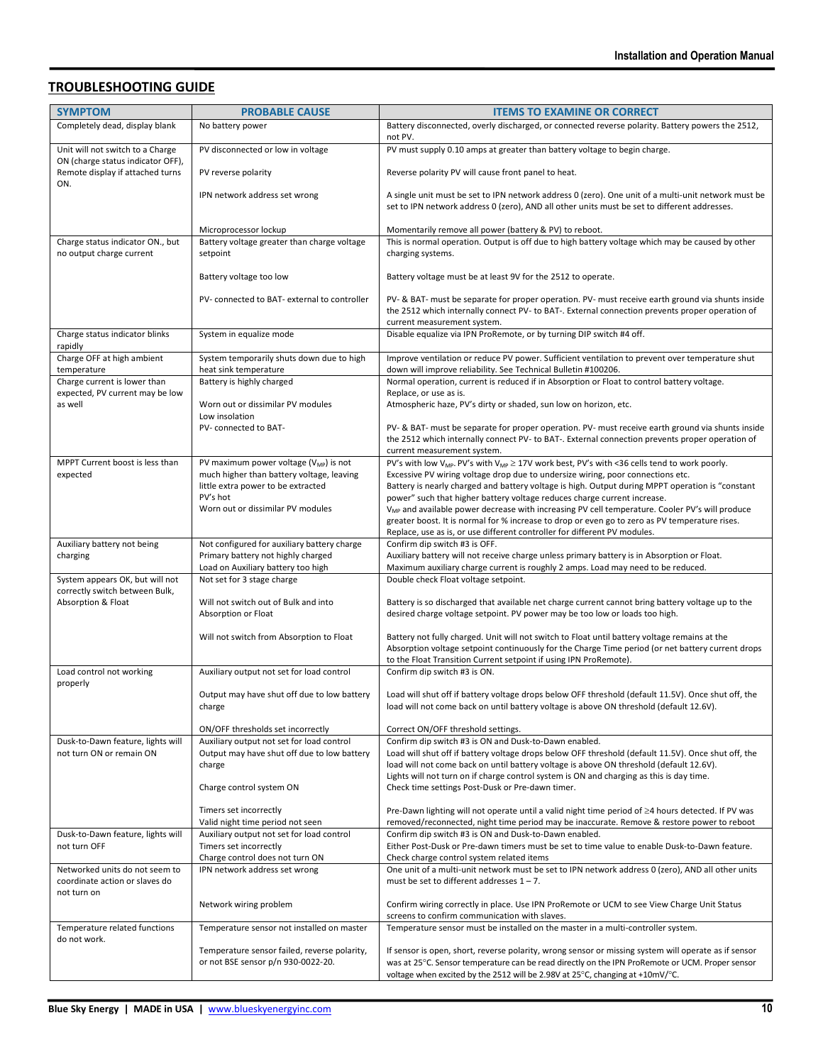## TROUBLESHOOTING GUIDE

| SYMPTOM | PROBABLE CAUSE | ITEMS TO EXAMINE OR CORRECT |
|---|---|---|
| Completely dead, display blank | No battery power | Battery disconnected, overly discharged, or connected reverse polarity. Battery powers the 2512, not PV. |
| Unit will not switch to a Charge ON (charge status indicator OFF), Remote display if attached turns ON. | PV disconnected or low in voltage<br><br>PV reverse polarity<br><br>IPN network address set wrong<br><br>Microprocessor lockup | PV must supply 0.10 amps at greater than battery voltage to begin charge.<br><br>Reverse polarity PV will cause front panel to heat.<br><br>A single unit must be set to IPN network address 0 (zero). One unit of a multi-unit network must be set to IPN network address 0 (zero), AND all other units must be set to different addresses.<br><br>Momentarily remove all power (battery & PV) to reboot. |
| Charge status indicator ON., but no output charge current | Battery voltage greater than charge voltage setpoint<br><br>Battery voltage too low<br><br>PV- connected to BAT- external to controller | This is normal operation. Output is off due to high battery voltage which may be caused by other charging systems.<br><br>Battery voltage must be at least 9V for the 2512 to operate.<br><br>PV- & BAT- must be separate for proper operation. PV- must receive earth ground via shunts inside the 2512 which internally connect PV- to BAT-. External connection prevents proper operation of current measurement system. |
| Charge status indicator blinks rapidly | System in equalize mode | Disable equalize via IPN ProRemote, or by turning DIP switch #4 off. |
| Charge OFF at high ambient temperature | System temporarily shuts down due to high heat sink temperature | Improve ventilation or reduce PV power. Sufficient ventilation to prevent over temperature shut down will improve reliability. See Technical Bulletin #100206. |
| Charge current is lower than expected, PV current may be low as well | Battery is highly charged<br><br>Worn out or dissimilar PV modules<br>Low insolation<br>PV- connected to BAT- | Normal operation, current is reduced if in Absorption or Float to control battery voltage.<br>Replace, or use as is.<br>Atmospheric haze, PV's dirty or shaded, sun low on horizon, etc.<br><br>PV- & BAT- must be separate for proper operation. PV- must receive earth ground via shunts inside the 2512 which internally connect PV- to BAT-. External connection prevents proper operation of current measurement system. |
| MPPT Current boost is less than expected | PV maximum power voltage ($V_{MP}$) is not much higher than battery voltage, leaving little extra power to be extracted<br>PV's hot<br>Worn out or dissimilar PV modules | PV's with low $V_{MP}$. PV's with $V_{MP} \geq 17V$ work best, PV's with <36 cells tend to work poorly.<br>Excessive PV wiring voltage drop due to undersize wiring, poor connections etc.<br>Battery is nearly charged and battery voltage is high. Output during MPPT operation is "constant power" such that higher battery voltage reduces charge current increase.<br>$V_{MP}$ and available power decrease with increasing PV cell temperature. Cooler PV's will produce greater boost. It is normal for % increase to drop or even go to zero as PV temperature rises.<br>Replace, use as is, or use different controller for different PV modules. |
| Auxiliary battery not being charging | Not configured for auxiliary battery charge<br>Primary battery not highly charged<br>Load on Auxiliary battery too high | Confirm dip switch #3 is OFF.<br>Auxiliary battery will not receive charge unless primary battery is in Absorption or Float.<br>Maximum auxiliary charge current is roughly 2 amps. Load may need to be reduced. |
| System appears OK, but will not correctly switch between Bulk, Absorption & Float | Not set for 3 stage charge<br><br>Will not switch out of Bulk and into Absorption or Float<br><br>Will not switch from Absorption to Float | Double check Float voltage setpoint.<br><br>Battery is so discharged that available net charge current cannot bring battery voltage up to the desired charge voltage setpoint. PV power may be too low or loads too high.<br><br>Battery not fully charged. Unit will not switch to Float until battery voltage remains at the Absorption voltage setpoint continuously for the Charge Time period (or net battery current drops to the Float Transition Current setpoint if using IPN ProRemote). |
| Load control not working properly | Auxiliary output not set for load control<br><br>Output may have shut off due to low battery charge<br><br>ON/OFF thresholds set incorrectly | Confirm dip switch #3 is ON.<br><br>Load will shut off if battery voltage drops below OFF threshold (default 11.5V). Once shut off, the load will not come back on until battery voltage is above ON threshold (default 12.6V).<br><br>Correct ON/OFF threshold settings. |
| Dusk-to-Dawn feature, lights will not turn ON or remain ON | Auxiliary output not set for load control<br>Output may have shut off due to low battery charge<br><br>Charge control system ON<br><br>Timers set incorrectly<br>Valid night time period not seen | Confirm dip switch #3 is ON and Dusk-to-Dawn enabled.<br>Load will shut off if battery voltage drops below OFF threshold (default 11.5V). Once shut off, the load will not come back on until battery voltage is above ON threshold (default 12.6V).<br>Lights will not turn on if charge control system is ON and charging as this is day time.<br>Check time settings Post-Dusk or Pre-dawn timer.<br><br>Pre-Dawn lighting will not operate until a valid night time period of ≥4 hours detected. If PV was removed/reconnected, night time period may be inaccurate. Remove & restore power to reboot |
| Dusk-to-Dawn feature, lights will not turn OFF | Auxiliary output not set for load control<br>Timers set incorrectly<br>Charge control does not turn ON | Confirm dip switch #3 is ON and Dusk-to-Dawn enabled.<br>Either Post-Dusk or Pre-dawn timers must be set to time value to enable Dusk-to-Dawn feature.<br>Check charge control system related items |
| Networked units do not seem to coordinate action or slaves do not turn on | IPN network address set wrong<br><br>Network wiring problem | One unit of a multi-unit network must be set to IPN network address 0 (zero), AND all other units must be set to different addresses 1 – 7.<br><br>Confirm wiring correctly in place. Use IPN ProRemote or UCM to see View Charge Unit Status screens to confirm communication with slaves. |
| Temperature related functions do not work. | Temperature sensor not installed on master<br><br>Temperature sensor failed, reverse polarity, or not BSE sensor p/n 930-0022-20. | Temperature sensor must be installed on the master in a multi-controller system.<br><br>If sensor is open, short, reverse polarity, wrong sensor or missing system will operate as if sensor was at 25°C. Sensor temperature can be read directly on the IPN ProRemote or UCM. Proper sensor voltage when excited by the 2512 will be 2.98V at 25°C, changing at +10mV/°C. |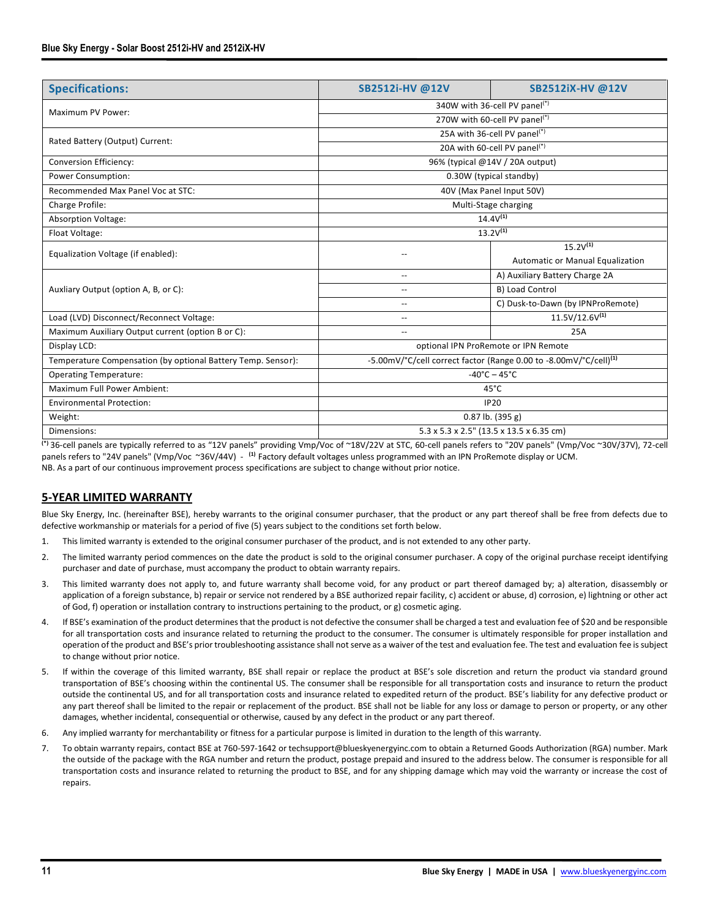| Specifications: | SB2512i-HV @12V | SB2512iX-HV @12V |
|---|---|---|
| Maximum PV Power: | 340W with 36-cell PV panel(*) | |
| | 270W with 60-cell PV panel(*) | |
| Rated Battery (Output) Current: | 25A with 36-cell PV panel(*) | |
| | 20A with 60-cell PV panel(*) | |
| Conversion Efficiency: | 96% (typical @14V / 20A output) | |
| Power Consumption: | 0.30W (typical standby) | |
| Recommended Max Panel Voc at STC: | 40V (Max Panel Input 50V) | |
| Charge Profile: | Multi-Stage charging | |
| Absorption Voltage: | 14.4V(1) | |
| Float Voltage: | 13.2V(1) | |
| Equalization Voltage (if enabled): | -- | 15.2V(1) Automatic or Manual Equalization |
| Auxliary Output (option A, B, or C): | -- | A) Auxiliary Battery Charge 2A |
| | -- | B) Load Control |
| | -- | C) Dusk-to-Dawn (by IPNProRemote) |
| Load (LVD) Disconnect/Reconnect Voltage: | -- | 11.5V/12.6V(1) |
| Maximum Auxiliary Output current (option B or C): | -- | 25A |
| Display LCD: | optional IPN ProRemote or IPN Remote | |
| Temperature Compensation (by optional Battery Temp. Sensor): | -5.00mV/°C/cell correct factor (Range 0.00 to -8.00mV/°C/cell)(1) | |
| Operating Temperature: | -40°C – 45°C | |
| Maximum Full Power Ambient: | 45°C | |
| Environmental Protection: | IP20 | |
| Weight: | 0.87 lb. (395 g) | |
| Dimensions: | 5.3 x 5.3 x 2.5" (13.5 x 13.5 x 6.35 cm) | |

(*) 36-cell panels are typically referred to as "12V panels" providing Vmp/Voc of ~18V/22V at STC, 60-cell panels refers to "20V panels" (Vmp/Voc ~30V/37V), 72-cell panels refers to "24V panels" (Vmp/Voc ~36V/44V) - (1) Factory default voltages unless programmed with an IPN ProRemote display or UCM.
NB. As a part of our continuous improvement process specifications are subject to change without prior notice.

## 5-YEAR LIMITED WARRANTY

Blue Sky Energy, Inc. (hereinafter BSE), hereby warrants to the original consumer purchaser, that the product or any part thereof shall be free from defects due to defective workmanship or materials for a period of five (5) years subject to the conditions set forth below.

1. This limited warranty is extended to the original consumer purchaser of the product, and is not extended to any other party.
2. The limited warranty period commences on the date the product is sold to the original consumer purchaser. A copy of the original purchase receipt identifying purchaser and date of purchase, must accompany the product to obtain warranty repairs.
3. This limited warranty does not apply to, and future warranty shall become void, for any product or part thereof damaged by; a) alteration, disassembly or application of a foreign substance, b) repair or service not rendered by a BSE authorized repair facility, c) accident or abuse, d) corrosion, e) lightning or other act of God, f) operation or installation contrary to instructions pertaining to the product, or g) cosmetic aging.
4. If BSE's examination of the product determines that the product is not defective the consumer shall be charged a test and evaluation fee of $20 and be responsible for all transportation costs and insurance related to returning the product to the consumer. The consumer is ultimately responsible for proper installation and operation of the product and BSE's prior troubleshooting assistance shall not serve as a waiver of the test and evaluation fee. The test and evaluation fee is subject to change without prior notice.
5. If within the coverage of this limited warranty, BSE shall repair or replace the product at BSE's sole discretion and return the product via standard ground transportation of BSE's choosing within the continental US. The consumer shall be responsible for all transportation costs and insurance to return the product outside the continental US, and for all transportation costs and insurance related to expedited return of the product. BSE's liability for any defective product or any part thereof shall be limited to the repair or replacement of the product. BSE shall not be liable for any loss or damage to person or property, or any other damages, whether incidental, consequential or otherwise, caused by any defect in the product or any part thereof.
6. Any implied warranty for merchantability or fitness for a particular purpose is limited in duration to the length of this warranty.
7. To obtain warranty repairs, contact BSE at 760-597-1642 or techsupport@blueskyenergyinc.com to obtain a Returned Goods Authorization (RGA) number. Mark the outside of the package with the RGA number and return the product, postage prepaid and insured to the address below. The consumer is responsible for all transportation costs and insurance related to returning the product to BSE, and for any shipping damage which may void the warranty or increase the cost of repairs.